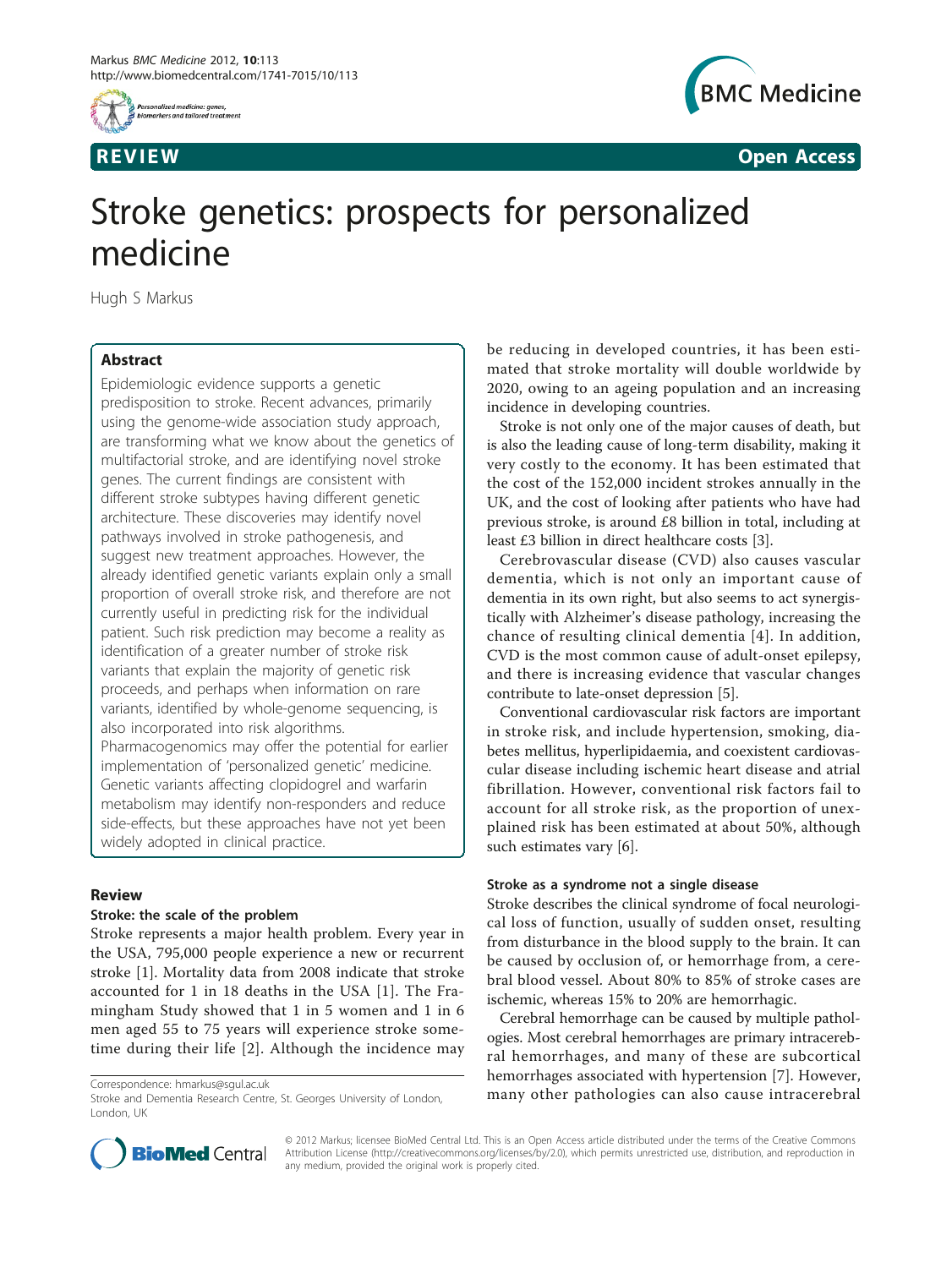REVIEW Open Access

# Stroke genetics: prospects for personalized medicine

Hugh S Markus

## Abstract

Epidemiologic evidence supports a genetic predisposition to stroke. Recent advances, primarily using the genome-wide association study approach, are transforming what we know about the genetics of multifactorial stroke, and are identifying novel stroke genes. The current findings are consistent with different stroke subtypes having different genetic architecture. These discoveries may identify novel pathways involved in stroke pathogenesis, and suggest new treatment approaches. However, the already identified genetic variants explain only a small proportion of overall stroke risk, and therefore are not currently useful in predicting risk for the individual patient. Such risk prediction may become a reality as identification of a greater number of stroke risk variants that explain the majority of genetic risk proceeds, and perhaps when information on rare variants, identified by whole-genome sequencing, is also incorporated into risk algorithms. Pharmacogenomics may offer the potential for earlier implementation of 'personalized genetic' medicine. Genetic variants affecting clopidogrel and warfarin metabolism may identify non-responders and reduce side-effects, but these approaches have not yet been widely adopted in clinical practice.

## Review

### Stroke: the scale of the problem

Stroke represents a major health problem. Every year in the USA, 795,000 people experience a new or recurrent stroke [1]. Mortality data from 2008 indicate that stroke accounted for 1 in 18 deaths in the USA [1]. The Framingham Study showed that 1 in 5 women and 1 in 6 men aged 55 to 75 years will experience stroke sometime during their life [2]. Although the incidence may be reducing in developed countries, it has been estimated that stroke mortality will double worldwide by 2020, owing to an ageing population and an increasing incidence in developing countries.

Stroke is not only one of the major causes of death, but is also the leading cause of long-term disability, making it very costly to the economy. It has been estimated that the cost of the 152,000 incident strokes annually in the UK, and the cost of looking after patients who have had previous stroke, is around £8 billion in total, including at least £3 billion in direct healthcare costs [3].

Cerebrovascular disease (CVD) also causes vascular dementia, which is not only an important cause of dementia in its own right, but also seems to act synergistically with Alzheimer's disease pathology, increasing the chance of resulting clinical dementia [4]. In addition, CVD is the most common cause of adult-onset epilepsy, and there is increasing evidence that vascular changes contribute to late-onset depression [5].

Conventional cardiovascular risk factors are important in stroke risk, and include hypertension, smoking, diabetes mellitus, hyperlipidaemia, and coexistent cardiovascular disease including ischemic heart disease and atrial fibrillation. However, conventional risk factors fail to account for all stroke risk, as the proportion of unexplained risk has been estimated at about 50%, although such estimates vary [6].

### Stroke as a syndrome not a single disease

Stroke describes the clinical syndrome of focal neurological loss of function, usually of sudden onset, resulting from disturbance in the blood supply to the brain. It can be caused by occlusion of, or hemorrhage from, a cerebral blood vessel. About 80% to 85% of stroke cases are ischemic, whereas 15% to 20% are hemorrhagic.

Cerebral hemorrhage can be caused by multiple pathologies. Most cerebral hemorrhages are primary intracerebral hemorrhages, and many of these are subcortical hemorrhages associated with hypertension [7]. However, many other pathologies can also cause intracerebral

Correspondence: hmarkus@sgul.ac.uk
Stroke and Dementia Research Centre, St. Georges University of London, London, UK

© 2012 Markus; licensee BioMed Central Ltd. This is an Open Access article distributed under the terms of the Creative Commons Attribution License (http://creativecommons.org/licenses/by/2.0), which permits unrestricted use, distribution, and reproduction in any medium, provided the original work is properly cited.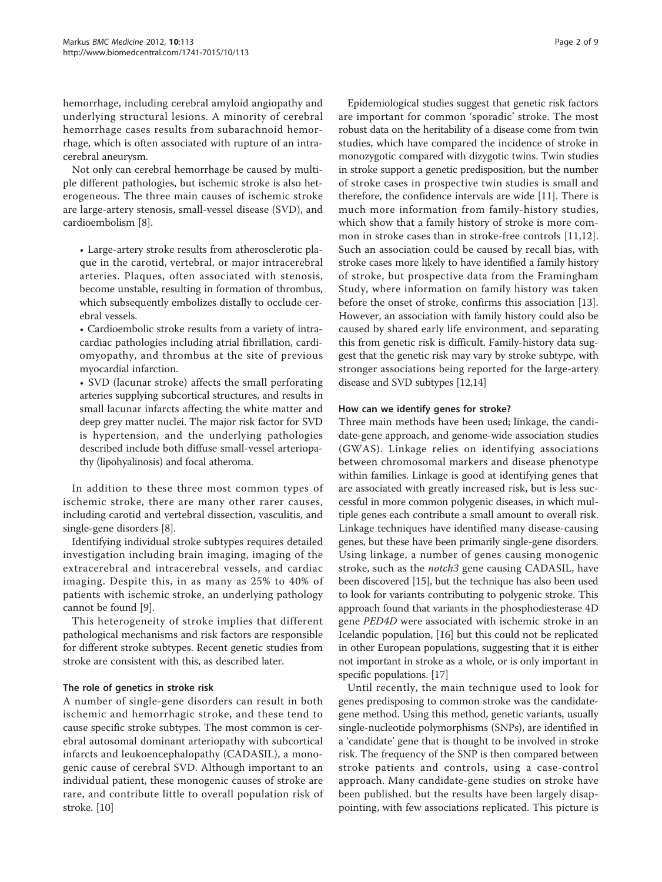hemorrhage, including cerebral amyloid angiopathy and underlying structural lesions. A minority of cerebral hemorrhage cases results from subarachnoid hemorrhage, which is often associated with rupture of an intracerebral aneurysm.

Not only can cerebral hemorrhage be caused by multiple different pathologies, but ischemic stroke is also heterogeneous. The three main causes of ischemic stroke are large-artery stenosis, small-vessel disease (SVD), and cardioembolism [8].

- Large-artery stroke results from atherosclerotic plaque in the carotid, vertebral, or major intracerebral arteries. Plaques, often associated with stenosis, become unstable, resulting in formation of thrombus, which subsequently embolizes distally to occlude cerebral vessels.
- Cardioembolic stroke results from a variety of intracardiac pathologies including atrial fibrillation, cardiomyopathy, and thrombus at the site of previous myocardial infarction.
- SVD (lacunar stroke) affects the small perforating arteries supplying subcortical structures, and results in small lacunar infarcts affecting the white matter and deep grey matter nuclei. The major risk factor for SVD is hypertension, and the underlying pathologies described include both diffuse small-vessel arteriopathy (lipohyalinosis) and focal atheroma.

In addition to these three most common types of ischemic stroke, there are many other rarer causes, including carotid and vertebral dissection, vasculitis, and single-gene disorders [8].

Identifying individual stroke subtypes requires detailed investigation including brain imaging, imaging of the extracerebral and intracerebral vessels, and cardiac imaging. Despite this, in as many as 25% to 40% of patients with ischemic stroke, an underlying pathology cannot be found [9].

This heterogeneity of stroke implies that different pathological mechanisms and risk factors are responsible for different stroke subtypes. Recent genetic studies from stroke are consistent with this, as described later.

#### The role of genetics in stroke risk

A number of single-gene disorders can result in both ischemic and hemorrhagic stroke, and these tend to cause specific stroke subtypes. The most common is cerebral autosomal dominant arteriopathy with subcortical infarcts and leukoencephalopathy (CADASIL), a monogenic cause of cerebral SVD. Although important to an individual patient, these monogenic causes of stroke are rare, and contribute little to overall population risk of stroke. [10]

Epidemiological studies suggest that genetic risk factors are important for common 'sporadic' stroke. The most robust data on the heritability of a disease come from twin studies, which have compared the incidence of stroke in monozygotic compared with dizygotic twins. Twin studies in stroke support a genetic predisposition, but the number of stroke cases in prospective twin studies is small and therefore, the confidence intervals are wide [11]. There is much more information from family-history studies, which show that a family history of stroke is more common in stroke cases than in stroke-free controls [11,12]. Such an association could be caused by recall bias, with stroke cases more likely to have identified a family history of stroke, but prospective data from the Framingham Study, where information on family history was taken before the onset of stroke, confirms this association [13]. However, an association with family history could also be caused by shared early life environment, and separating this from genetic risk is difficult. Family-history data suggest that the genetic risk may vary by stroke subtype, with stronger associations being reported for the large-artery disease and SVD subtypes [12,14]

#### How can we identify genes for stroke?

Three main methods have been used; linkage, the candidate-gene approach, and genome-wide association studies (GWAS). Linkage relies on identifying associations between chromosomal markers and disease phenotype within families. Linkage is good at identifying genes that are associated with greatly increased risk, but is less successful in more common polygenic diseases, in which multiple genes each contribute a small amount to overall risk. Linkage techniques have identified many disease-causing genes, but these have been primarily single-gene disorders. Using linkage, a number of genes causing monogenic stroke, such as the *notch3* gene causing CADASIL, have been discovered [15], but the technique has also been used to look for variants contributing to polygenic stroke. This approach found that variants in the phosphodiesterase 4D gene *PED4D* were associated with ischemic stroke in an Icelandic population, [16] but this could not be replicated in other European populations, suggesting that it is either not important in stroke as a whole, or is only important in specific populations. [17]

Until recently, the main technique used to look for genes predisposing to common stroke was the candidate-gene method. Using this method, genetic variants, usually single-nucleotide polymorphisms (SNPs), are identified in a 'candidate' gene that is thought to be involved in stroke risk. The frequency of the SNP is then compared between stroke patients and controls, using a case-control approach. Many candidate-gene studies on stroke have been published. but the results have been largely disappointing, with few associations replicated. This picture is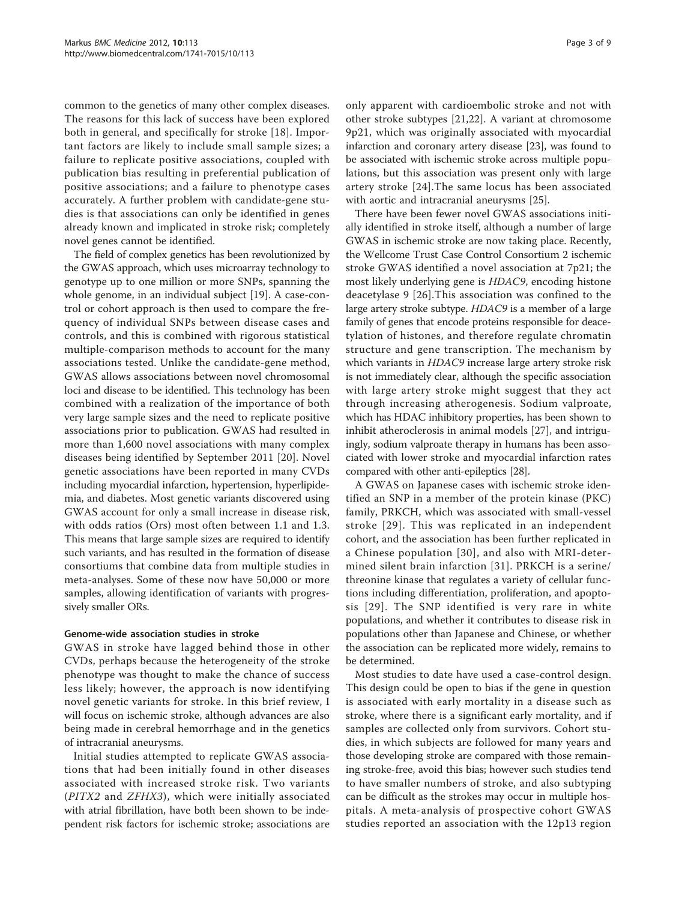common to the genetics of many other complex diseases. The reasons for this lack of success have been explored both in general, and specifically for stroke [18]. Important factors are likely to include small sample sizes; a failure to replicate positive associations, coupled with publication bias resulting in preferential publication of positive associations; and a failure to phenotype cases accurately. A further problem with candidate-gene studies is that associations can only be identified in genes already known and implicated in stroke risk; completely novel genes cannot be identified.

The field of complex genetics has been revolutionized by the GWAS approach, which uses microarray technology to genotype up to one million or more SNPs, spanning the whole genome, in an individual subject [19]. A case-control or cohort approach is then used to compare the frequency of individual SNPs between disease cases and controls, and this is combined with rigorous statistical multiple-comparison methods to account for the many associations tested. Unlike the candidate-gene method, GWAS allows associations between novel chromosomal loci and disease to be identified. This technology has been combined with a realization of the importance of both very large sample sizes and the need to replicate positive associations prior to publication. GWAS had resulted in more than 1,600 novel associations with many complex diseases being identified by September 2011 [20]. Novel genetic associations have been reported in many CVDs including myocardial infarction, hypertension, hyperlipidemia, and diabetes. Most genetic variants discovered using GWAS account for only a small increase in disease risk, with odds ratios (Ors) most often between 1.1 and 1.3. This means that large sample sizes are required to identify such variants, and has resulted in the formation of disease consortiums that combine data from multiple studies in meta-analyses. Some of these now have 50,000 or more samples, allowing identification of variants with progressively smaller ORs.

## Genome-wide association studies in stroke

GWAS in stroke have lagged behind those in other CVDs, perhaps because the heterogeneity of the stroke phenotype was thought to make the chance of success less likely; however, the approach is now identifying novel genetic variants for stroke. In this brief review, I will focus on ischemic stroke, although advances are also being made in cerebral hemorrhage and in the genetics of intracranial aneurysms.

Initial studies attempted to replicate GWAS associations that had been initially found in other diseases associated with increased stroke risk. Two variants (*PITX2* and *ZFHX3*), which were initially associated with atrial fibrillation, have both been shown to be independent risk factors for ischemic stroke; associations are only apparent with cardioembolic stroke and not with other stroke subtypes [21,22]. A variant at chromosome 9p21, which was originally associated with myocardial infarction and coronary artery disease [23], was found to be associated with ischemic stroke across multiple populations, but this association was present only with large artery stroke [24].The same locus has been associated with aortic and intracranial aneurysms [25].

There have been fewer novel GWAS associations initially identified in stroke itself, although a number of large GWAS in ischemic stroke are now taking place. Recently, the Wellcome Trust Case Control Consortium 2 ischemic stroke GWAS identified a novel association at 7p21; the most likely underlying gene is *HDAC9*, encoding histone deacetylase 9 [26].This association was confined to the large artery stroke subtype. *HDAC9* is a member of a large family of genes that encode proteins responsible for deacetylation of histones, and therefore regulate chromatin structure and gene transcription. The mechanism by which variants in *HDAC9* increase large artery stroke risk is not immediately clear, although the specific association with large artery stroke might suggest that they act through increasing atherogenesis. Sodium valproate, which has HDAC inhibitory properties, has been shown to inhibit atheroclerosis in animal models [27], and intriguingly, sodium valproate therapy in humans has been associated with lower stroke and myocardial infarction rates compared with other anti-epileptics [28].

A GWAS on Japanese cases with ischemic stroke identified an SNP in a member of the protein kinase (PKC) family, PRKCH, which was associated with small-vessel stroke [29]. This was replicated in an independent cohort, and the association has been further replicated in a Chinese population [30], and also with MRI-determined silent brain infarction [31]. PRKCH is a serine/threonine kinase that regulates a variety of cellular functions including differentiation, proliferation, and apoptosis [29]. The SNP identified is very rare in white populations, and whether it contributes to disease risk in populations other than Japanese and Chinese, or whether the association can be replicated more widely, remains to be determined.

Most studies to date have used a case-control design. This design could be open to bias if the gene in question is associated with early mortality in a disease such as stroke, where there is a significant early mortality, and if samples are collected only from survivors. Cohort studies, in which subjects are followed for many years and those developing stroke are compared with those remaining stroke-free, avoid this bias; however such studies tend to have smaller numbers of stroke, and also subtyping can be difficult as the strokes may occur in multiple hospitals. A meta-analysis of prospective cohort GWAS studies reported an association with the 12p13 region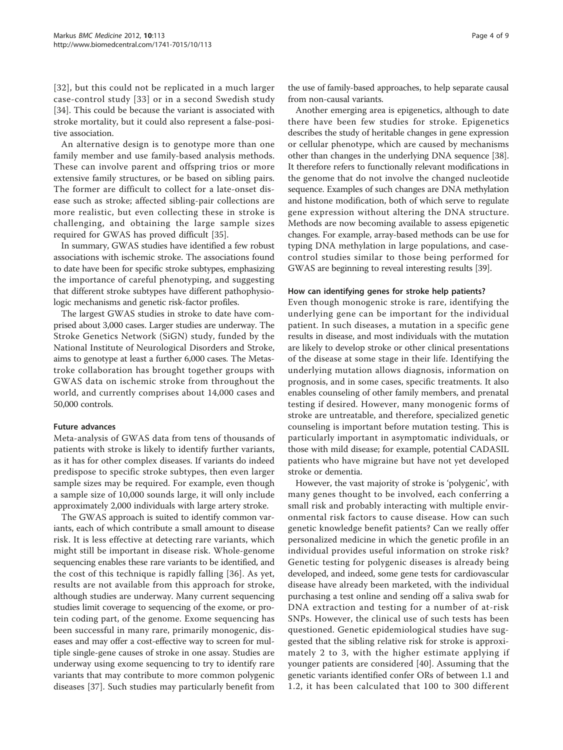[32], but this could not be replicated in a much larger case-control study [33] or in a second Swedish study [34]. This could be because the variant is associated with stroke mortality, but it could also represent a false-positive association.

An alternative design is to genotype more than one family member and use family-based analysis methods. These can involve parent and offspring trios or more extensive family structures, or be based on sibling pairs. The former are difficult to collect for a late-onset disease such as stroke; affected sibling-pair collections are more realistic, but even collecting these in stroke is challenging, and obtaining the large sample sizes required for GWAS has proved difficult [35].

In summary, GWAS studies have identified a few robust associations with ischemic stroke. The associations found to date have been for specific stroke subtypes, emphasizing the importance of careful phenotyping, and suggesting that different stroke subtypes have different pathophysiologic mechanisms and genetic risk-factor profiles.

The largest GWAS studies in stroke to date have comprised about 3,000 cases. Larger studies are underway. The Stroke Genetics Network (SiGN) study, funded by the National Institute of Neurological Disorders and Stroke, aims to genotype at least a further 6,000 cases. The Metastroke collaboration has brought together groups with GWAS data on ischemic stroke from throughout the world, and currently comprises about 14,000 cases and 50,000 controls.

### Future advances

Meta-analysis of GWAS data from tens of thousands of patients with stroke is likely to identify further variants, as it has for other complex diseases. If variants do indeed predispose to specific stroke subtypes, then even larger sample sizes may be required. For example, even though a sample size of 10,000 sounds large, it will only include approximately 2,000 individuals with large artery stroke.

The GWAS approach is suited to identify common variants, each of which contribute a small amount to disease risk. It is less effective at detecting rare variants, which might still be important in disease risk. Whole-genome sequencing enables these rare variants to be identified, and the cost of this technique is rapidly falling [36]. As yet, results are not available from this approach for stroke, although studies are underway. Many current sequencing studies limit coverage to sequencing of the exome, or protein coding part, of the genome. Exome sequencing has been successful in many rare, primarily monogenic, diseases and may offer a cost-effective way to screen for multiple single-gene causes of stroke in one assay. Studies are underway using exome sequencing to try to identify rare variants that may contribute to more common polygenic diseases [37]. Such studies may particularly benefit from the use of family-based approaches, to help separate causal from non-causal variants.

Another emerging area is epigenetics, although to date there have been few studies for stroke. Epigenetics describes the study of heritable changes in gene expression or cellular phenotype, which are caused by mechanisms other than changes in the underlying DNA sequence [38]. It therefore refers to functionally relevant modifications in the genome that do not involve the changed nucleotide sequence. Examples of such changes are DNA methylation and histone modification, both of which serve to regulate gene expression without altering the DNA structure. Methods are now becoming available to assess epigenetic changes. For example, array-based methods can be use for typing DNA methylation in large populations, and case-control studies similar to those being performed for GWAS are beginning to reveal interesting results [39].

### How can identifying genes for stroke help patients?

Even though monogenic stroke is rare, identifying the underlying gene can be important for the individual patient. In such diseases, a mutation in a specific gene results in disease, and most individuals with the mutation are likely to develop stroke or other clinical presentations of the disease at some stage in their life. Identifying the underlying mutation allows diagnosis, information on prognosis, and in some cases, specific treatments. It also enables counseling of other family members, and prenatal testing if desired. However, many monogenic forms of stroke are untreatable, and therefore, specialized genetic counseling is important before mutation testing. This is particularly important in asymptomatic individuals, or those with mild disease; for example, potential CADASIL patients who have migraine but have not yet developed stroke or dementia.

However, the vast majority of stroke is 'polygenic', with many genes thought to be involved, each conferring a small risk and probably interacting with multiple environmental risk factors to cause disease. How can such genetic knowledge benefit patients? Can we really offer personalized medicine in which the genetic profile in an individual provides useful information on stroke risk? Genetic testing for polygenic diseases is already being developed, and indeed, some gene tests for cardiovascular disease have already been marketed, with the individual purchasing a test online and sending off a saliva swab for DNA extraction and testing for a number of at-risk SNPs. However, the clinical use of such tests has been questioned. Genetic epidemiological studies have suggested that the sibling relative risk for stroke is approximately 2 to 3, with the higher estimate applying if younger patients are considered [40]. Assuming that the genetic variants identified confer ORs of between 1.1 and 1.2, it has been calculated that 100 to 300 different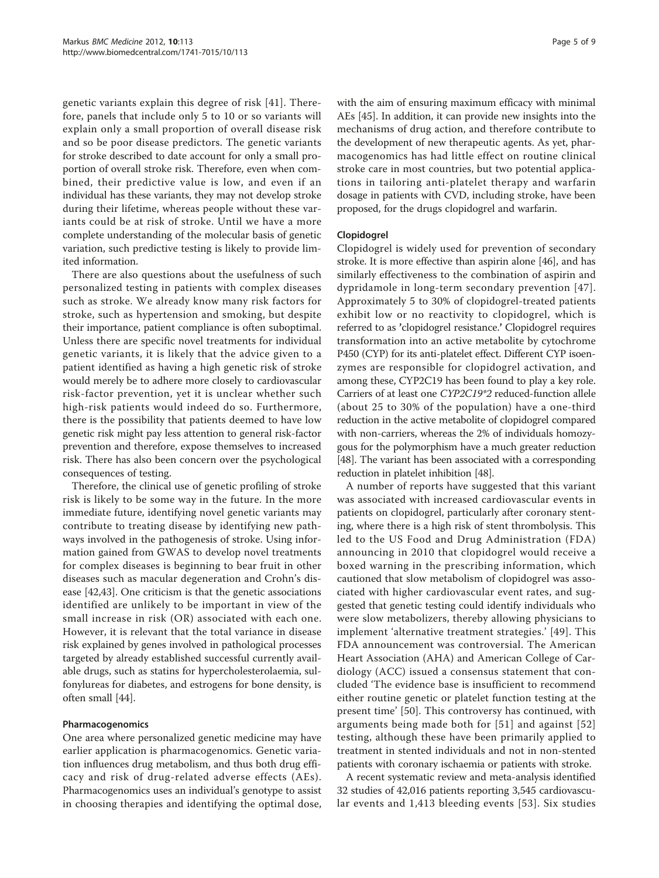genetic variants explain this degree of risk [41]. Therefore, panels that include only 5 to 10 or so variants will explain only a small proportion of overall disease risk and so be poor disease predictors. The genetic variants for stroke described to date account for only a small proportion of overall stroke risk. Therefore, even when combined, their predictive value is low, and even if an individual has these variants, they may not develop stroke during their lifetime, whereas people without these variants could be at risk of stroke. Until we have a more complete understanding of the molecular basis of genetic variation, such predictive testing is likely to provide limited information.

There are also questions about the usefulness of such personalized testing in patients with complex diseases such as stroke. We already know many risk factors for stroke, such as hypertension and smoking, but despite their importance, patient compliance is often suboptimal. Unless there are specific novel treatments for individual genetic variants, it is likely that the advice given to a patient identified as having a high genetic risk of stroke would merely be to adhere more closely to cardiovascular risk-factor prevention, yet it is unclear whether such high-risk patients would indeed do so. Furthermore, there is the possibility that patients deemed to have low genetic risk might pay less attention to general risk-factor prevention and therefore, expose themselves to increased risk. There has also been concern over the psychological consequences of testing.

Therefore, the clinical use of genetic profiling of stroke risk is likely to be some way in the future. In the more immediate future, identifying novel genetic variants may contribute to treating disease by identifying new pathways involved in the pathogenesis of stroke. Using information gained from GWAS to develop novel treatments for complex diseases is beginning to bear fruit in other diseases such as macular degeneration and Crohn's disease [42,43]. One criticism is that the genetic associations identified are unlikely to be important in view of the small increase in risk (OR) associated with each one. However, it is relevant that the total variance in disease risk explained by genes involved in pathological processes targeted by already established successful currently available drugs, such as statins for hypercholesterolaemia, sulfonylureas for diabetes, and estrogens for bone density, is often small [44].

### Pharmacogenomics

One area where personalized genetic medicine may have earlier application is pharmacogenomics. Genetic variation influences drug metabolism, and thus both drug efficacy and risk of drug-related adverse effects (AEs). Pharmacogenomics uses an individual's genotype to assist in choosing therapies and identifying the optimal dose, with the aim of ensuring maximum efficacy with minimal AEs [45]. In addition, it can provide new insights into the mechanisms of drug action, and therefore contribute to the development of new therapeutic agents. As yet, pharmacogenomics has had little effect on routine clinical stroke care in most countries, but two potential applications in tailoring anti-platelet therapy and warfarin dosage in patients with CVD, including stroke, have been proposed, for the drugs clopidogrel and warfarin.

### Clopidogrel

Clopidogrel is widely used for prevention of secondary stroke. It is more effective than aspirin alone [46], and has similarly effectiveness to the combination of aspirin and dypridamole in long-term secondary prevention [47]. Approximately 5 to 30% of clopidogrel-treated patients exhibit low or no reactivity to clopidogrel, which is referred to as 'clopidogrel resistance.' Clopidogrel requires transformation into an active metabolite by cytochrome P450 (CYP) for its anti-platelet effect. Different CYP isoenzymes are responsible for clopidogrel activation, and among these, CYP2C19 has been found to play a key role. Carriers of at least one *CYP2C19\*2* reduced-function allele (about 25 to 30% of the population) have a one-third reduction in the active metabolite of clopidogrel compared with non-carriers, whereas the 2% of individuals homozygous for the polymorphism have a much greater reduction [48]. The variant has been associated with a corresponding reduction in platelet inhibition [48].

A number of reports have suggested that this variant was associated with increased cardiovascular events in patients on clopidogrel, particularly after coronary stenting, where there is a high risk of stent thrombolysis. This led to the US Food and Drug Administration (FDA) announcing in 2010 that clopidogrel would receive a boxed warning in the prescribing information, which cautioned that slow metabolism of clopidogrel was associated with higher cardiovascular event rates, and suggested that genetic testing could identify individuals who were slow metabolizers, thereby allowing physicians to implement 'alternative treatment strategies.' [49]. This FDA announcement was controversial. The American Heart Association (AHA) and American College of Cardiology (ACC) issued a consensus statement that concluded 'The evidence base is insufficient to recommend either routine genetic or platelet function testing at the present time' [50]. This controversy has continued, with arguments being made both for [51] and against [52] testing, although these have been primarily applied to treatment in stented individuals and not in non-stented patients with coronary ischaemia or patients with stroke.

A recent systematic review and meta-analysis identified 32 studies of 42,016 patients reporting 3,545 cardiovascular events and 1,413 bleeding events [53]. Six studies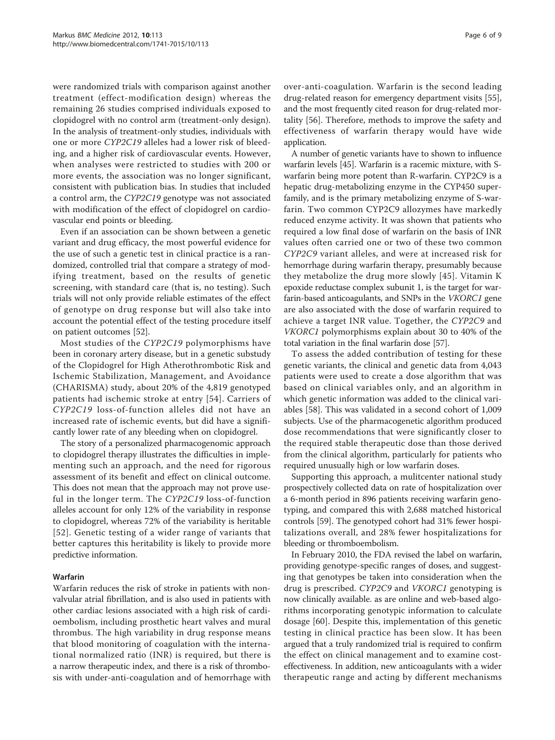were randomized trials with comparison against another treatment (effect-modification design) whereas the remaining 26 studies comprised individuals exposed to clopidogrel with no control arm (treatment-only design). In the analysis of treatment-only studies, individuals with one or more *CYP2C19* alleles had a lower risk of bleeding, and a higher risk of cardiovascular events. However, when analyses were restricted to studies with 200 or more events, the association was no longer significant, consistent with publication bias. In studies that included a control arm, the *CYP2C19* genotype was not associated with modification of the effect of clopidogrel on cardiovascular end points or bleeding.

Even if an association can be shown between a genetic variant and drug efficacy, the most powerful evidence for the use of such a genetic test in clinical practice is a randomized, controlled trial that compare a strategy of modifying treatment, based on the results of genetic screening, with standard care (that is, no testing). Such trials will not only provide reliable estimates of the effect of genotype on drug response but will also take into account the potential effect of the testing procedure itself on patient outcomes [52].

Most studies of the *CYP2C19* polymorphisms have been in coronary artery disease, but in a genetic substudy of the Clopidogrel for High Atherothrombotic Risk and Ischemic Stabilization, Management, and Avoidance (CHARISMA) study, about 20% of the 4,819 genotyped patients had ischemic stroke at entry [54]. Carriers of *CYP2C19* loss-of-function alleles did not have an increased rate of ischemic events, but did have a significantly lower rate of any bleeding when on clopidogrel.

The story of a personalized pharmacogenomic approach to clopidogrel therapy illustrates the difficulties in implementing such an approach, and the need for rigorous assessment of its benefit and effect on clinical outcome. This does not mean that the approach may not prove useful in the longer term. The *CYP2C19* loss-of-function alleles account for only 12% of the variability in response to clopidogrel, whereas 72% of the variability is heritable [52]. Genetic testing of a wider range of variants that better captures this heritability is likely to provide more predictive information.

### Warfarin

Warfarin reduces the risk of stroke in patients with nonvalvular atrial fibrillation, and is also used in patients with other cardiac lesions associated with a high risk of cardioembolism, including prosthetic heart valves and mural thrombus. The high variability in drug response means that blood monitoring of coagulation with the international normalized ratio (INR) is required, but there is a narrow therapeutic index, and there is a risk of thrombosis with under-anti-coagulation and of hemorrhage with over-anti-coagulation. Warfarin is the second leading drug-related reason for emergency department visits [55], and the most frequently cited reason for drug-related mortality [56]. Therefore, methods to improve the safety and effectiveness of warfarin therapy would have wide application.

A number of genetic variants have to shown to influence warfarin levels [45]. Warfarin is a racemic mixture, with S-warfarin being more potent than R-warfarin. CYP2C9 is a hepatic drug-metabolizing enzyme in the CYP450 superfamily, and is the primary metabolizing enzyme of S-warfarin. Two common CYP2C9 allozymes have markedly reduced enzyme activity. It was shown that patients who required a low final dose of warfarin on the basis of INR values often carried one or two of these two common *CYP2C9* variant alleles, and were at increased risk for hemorrhage during warfarin therapy, presumably because they metabolize the drug more slowly [45]. Vitamin K epoxide reductase complex subunit 1, is the target for warfarin-based anticoagulants, and SNPs in the *VKORC1* gene are also associated with the dose of warfarin required to achieve a target INR value. Together, the *CYP2C9* and *VKORC1* polymorphisms explain about 30 to 40% of the total variation in the final warfarin dose [57].

To assess the added contribution of testing for these genetic variants, the clinical and genetic data from 4,043 patients were used to create a dose algorithm that was based on clinical variables only, and an algorithm in which genetic information was added to the clinical variables [58]. This was validated in a second cohort of 1,009 subjects. Use of the pharmacogenetic algorithm produced dose recommendations that were significantly closer to the required stable therapeutic dose than those derived from the clinical algorithm, particularly for patients who required unusually high or low warfarin doses.

Supporting this approach, a mulitcenter national study prospectively collected data on rate of hospitalization over a 6-month period in 896 patients receiving warfarin genotyping, and compared this with 2,688 matched historical controls [59]. The genotyped cohort had 31% fewer hospitalizations overall, and 28% fewer hospitalizations for bleeding or thromboembolism.

In February 2010, the FDA revised the label on warfarin, providing genotype-specific ranges of doses, and suggesting that genotypes be taken into consideration when the drug is prescribed. *CYP2C9* and *VKORC1* genotyping is now clinically available. as are online and web-based algorithms incorporating genotypic information to calculate dosage [60]. Despite this, implementation of this genetic testing in clinical practice has been slow. It has been argued that a truly randomized trial is required to confirm the effect on clinical management and to examine cost-effectiveness. In addition, new anticoagulants with a wider therapeutic range and acting by different mechanisms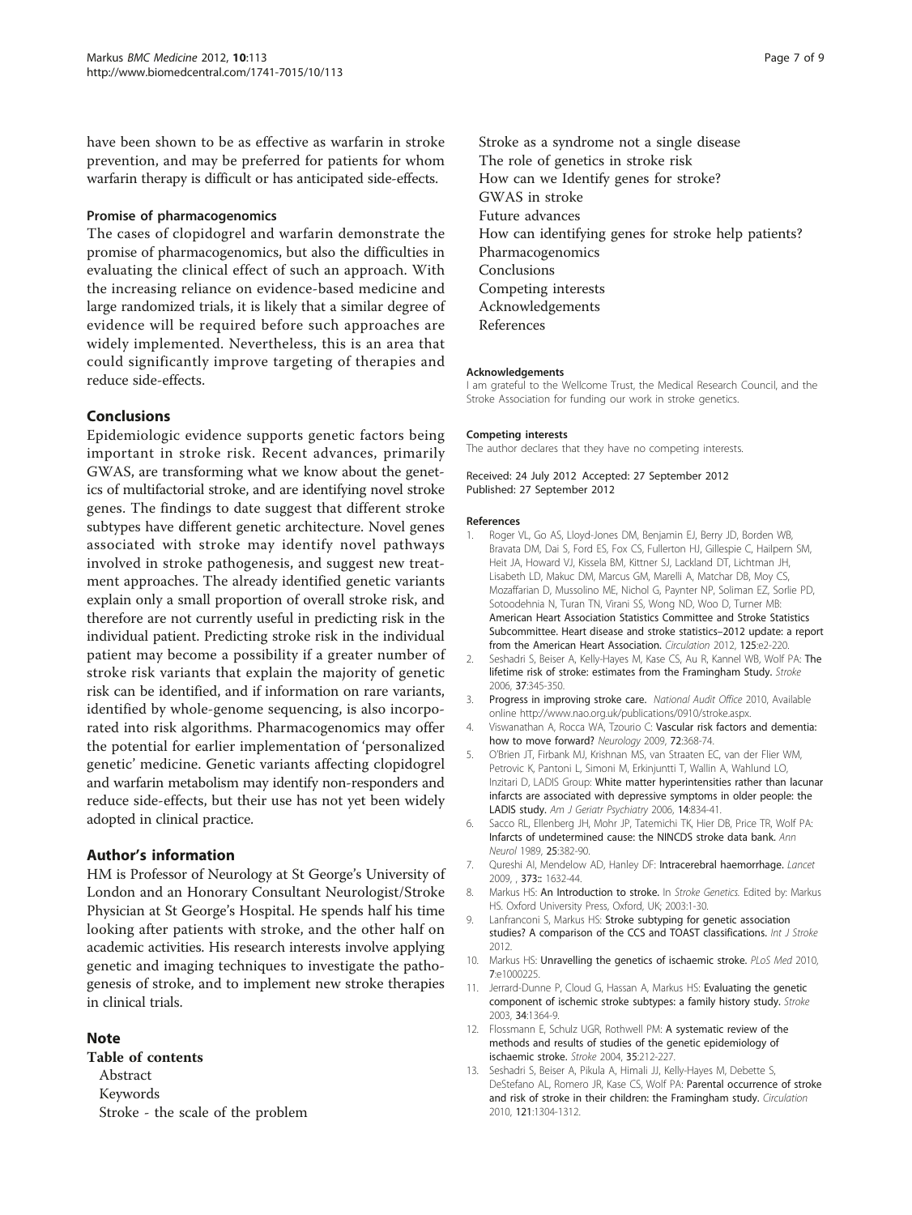have been shown to be as effective as warfarin in stroke prevention, and may be preferred for patients for whom warfarin therapy is difficult or has anticipated side-effects.

### Promise of pharmacogenomics

The cases of clopidogrel and warfarin demonstrate the promise of pharmacogenomics, but also the difficulties in evaluating the clinical effect of such an approach. With the increasing reliance on evidence-based medicine and large randomized trials, it is likely that a similar degree of evidence will be required before such approaches are widely implemented. Nevertheless, this is an area that could significantly improve targeting of therapies and reduce side-effects.

## Conclusions

Epidemiologic evidence supports genetic factors being important in stroke risk. Recent advances, primarily GWAS, are transforming what we know about the genetics of multifactorial stroke, and are identifying novel stroke genes. The findings to date suggest that different stroke subtypes have different genetic architecture. Novel genes associated with stroke may identify novel pathways involved in stroke pathogenesis, and suggest new treatment approaches. The already identified genetic variants explain only a small proportion of overall stroke risk, and therefore are not currently useful in predicting risk in the individual patient. Predicting stroke risk in the individual patient may become a possibility if a greater number of stroke risk variants that explain the majority of genetic risk can be identified, and if information on rare variants, identified by whole-genome sequencing, is also incorporated into risk algorithms. Pharmacogenomics may offer the potential for earlier implementation of 'personalized genetic' medicine. Genetic variants affecting clopidogrel and warfarin metabolism may identify non-responders and reduce side-effects, but their use has not yet been widely adopted in clinical practice.

## Author's information

HM is Professor of Neurology at St George's University of London and an Honorary Consultant Neurologist/Stroke Physician at St George's Hospital. He spends half his time looking after patients with stroke, and the other half on academic activities. His research interests involve applying genetic and imaging techniques to investigate the pathogenesis of stroke, and to implement new stroke therapies in clinical trials.

## Note

**Table of contents**

Abstract
Keywords
Stroke - the scale of the problem
Stroke as a syndrome not a single disease
The role of genetics in stroke risk
How can we Identify genes for stroke?
GWAS in stroke
Future advances
How can identifying genes for stroke help patients?
Pharmacogenomics
Conclusions
Competing interests
Acknowledgements
References

#### Acknowledgements

I am grateful to the Wellcome Trust, the Medical Research Council, and the Stroke Association for funding our work in stroke genetics.

#### Competing interests

The author declares that they have no competing interests.

Received: 24 July 2012 Accepted: 27 September 2012
Published: 27 September 2012

#### References

1. Roger VL, Go AS, Lloyd-Jones DM, Benjamin EJ, Berry JD, Borden WB, Bravata DM, Dai S, Ford ES, Fox CS, Fullerton HJ, Gillespie C, Hailpern SM, Heit JA, Howard VJ, Kissela BM, Kittner SJ, Lackland DT, Lichtman JH, Lisabeth LD, Makuc DM, Marcus GM, Marelli A, Matchar DB, Moy CS, Mozaffarian D, Mussolino ME, Nichol G, Paynter NP, Soliman EZ, Sorlie PD, Sotoodehnia N, Turan TN, Virani SS, Wong ND, Woo D, Turner MB: American Heart Association Statistics Committee and Stroke Statistics Subcommittee. Heart disease and stroke statistics–2012 update: a report from the American Heart Association. *Circulation* 2012, **125**:e2-220.
2. Seshadri S, Beiser A, Kelly-Hayes M, Kase CS, Au R, Kannel WB, Wolf PA: The lifetime risk of stroke: estimates from the Framingham Study. *Stroke* 2006, **37**:345-350.
3. Progress in improving stroke care. *National Audit Office* 2010, Available online http://www.nao.org.uk/publications/0910/stroke.aspx.
4. Viswanathan A, Rocca WA, Tzourio C: Vascular risk factors and dementia: how to move forward? *Neurology* 2009, **72**:368-74.
5. O'Brien JT, Firbank MJ, Krishnan MS, van Straaten EC, van der Flier WM, Petrovic K, Pantoni L, Simoni M, Erkinjuntti T, Wallin A, Wahlund LO, Inzitari D, LADIS Group: White matter hyperintensities rather than lacunar infarcts are associated with depressive symptoms in older people: the LADIS study. *Am J Geriatr Psychiatry* 2006, **14**:834-41.
6. Sacco RL, Ellenberg JH, Mohr JP, Tatemichi TK, Hier DB, Price TR, Wolf PA: Infarcts of undetermined cause: the NINCDS stroke data bank. *Ann Neurol* 1989, **25**:382-90.
7. Qureshi AI, Mendelow AD, Hanley DF: Intracerebral haemorrhage. *Lancet* 2009, , **373**:: 1632-44.
8. Markus HS: An Introduction to stroke. In *Stroke Genetics.* Edited by: Markus HS. Oxford University Press, Oxford, UK; 2003:1-30.
9. Lanfranconi S, Markus HS: Stroke subtyping for genetic association studies? A comparison of the CCS and TOAST classifications. *Int J Stroke* 2012.
10. Markus HS: Unravelling the genetics of ischaemic stroke. *PLoS Med* 2010, **7**:e1000225.
11. Jerrard-Dunne P, Cloud G, Hassan A, Markus HS: Evaluating the genetic component of ischemic stroke subtypes: a family history study. *Stroke* 2003, **34**:1364-9.
12. Flossmann E, Schulz UGR, Rothwell PM: A systematic review of the methods and results of studies of the genetic epidemiology of ischaemic stroke. *Stroke* 2004, **35**:212-227.
13. Seshadri S, Beiser A, Pikula A, Himali JJ, Kelly-Hayes M, Debette S, DeStefano AL, Romero JR, Kase CS, Wolf PA: Parental occurrence of stroke and risk of stroke in their children: the Framingham study. *Circulation* 2010, **121**:1304-1312.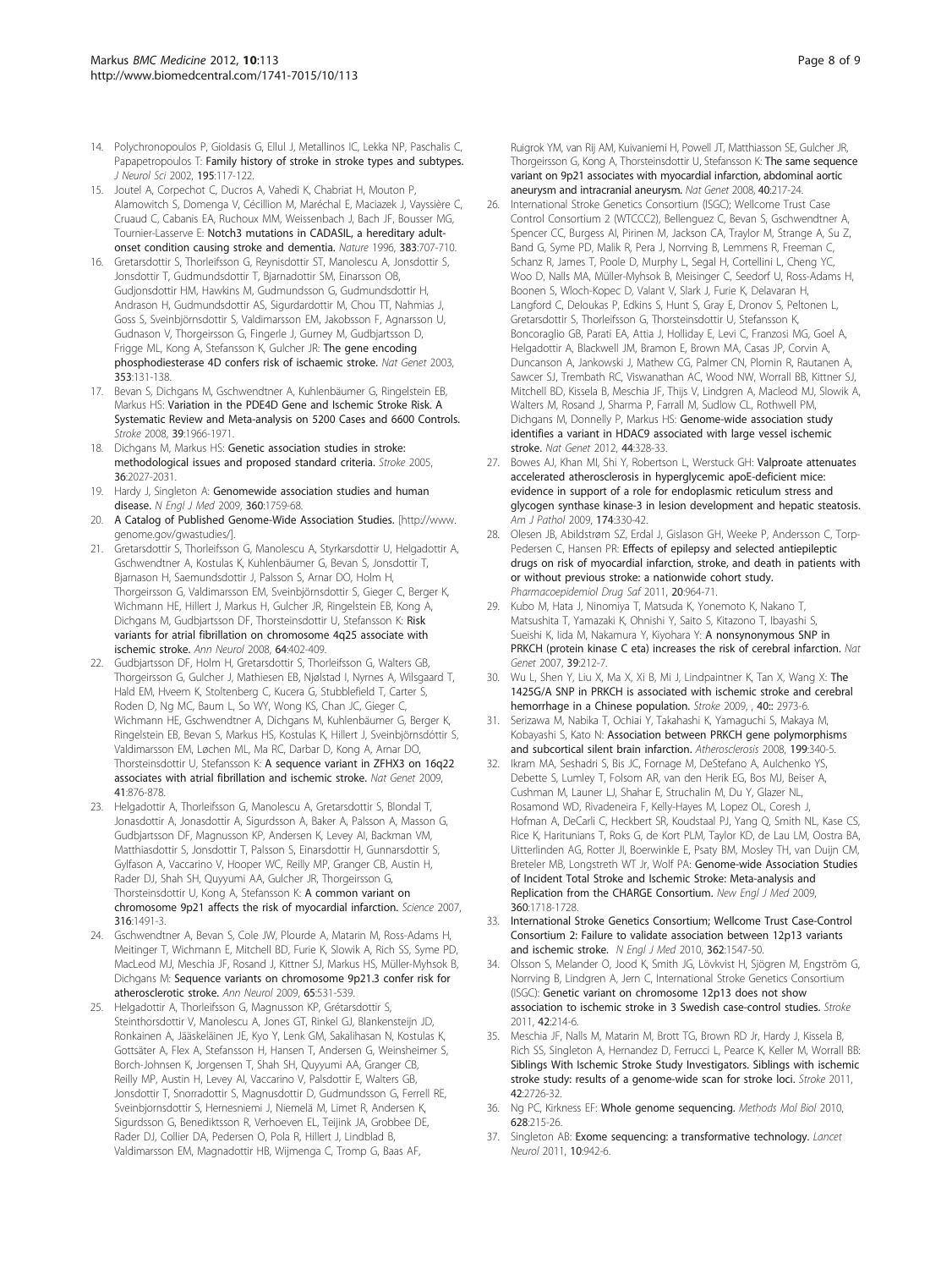14. Polychronopoulos P, Gioldasis G, Ellul J, Metallinos IC, Lekka NP, Paschalis C, Papapetropoulos T: **Family history of stroke in stroke types and subtypes.** *J Neurol Sci* 2002, **195**:117-122.
15. Joutel A, Corpechot C, Ducros A, Vahedi K, Chabriat H, Mouton P, Alamowitch S, Domenga V, Cécillion M, Maréchal E, Maciazek J, Vayssière C, Cruaud C, Cabanis EA, Ruchoux MM, Weissenbach J, Bach JF, Bousser MG, Tournier-Lasserve E: **Notch3 mutations in CADASIL, a hereditary adult-onset condition causing stroke and dementia.** *Nature* 1996, **383**:707-710.
16. Gretarsdottir S, Thorleifsson G, Reynisdottir ST, Manolescu A, Jonsdottir S, Jonsdottir T, Gudmundsdottir T, Bjarnadottir SM, Einarsson OB, Gudjonsdottir HM, Hawkins M, Gudmundsson G, Gudmundsdottir H, Andrason H, Gudmundsdottir AS, Sigurdardottir M, Chou TT, Nahmias J, Goss S, Sveinbjörnsdottir S, Valdimarsson EM, Jakobsson F, Agnarsson U, Gudnason V, Thorgeirsson G, Fingerle J, Gurney M, Gudbjartsson D, Frigge ML, Kong A, Stefansson K, Gulcher JR: **The gene encoding phosphodiesterase 4D confers risk of ischaemic stroke.** *Nat Genet* 2003, **353**:131-138.
17. Bevan S, Dichgans M, Gschwendtner A, Kuhlenbäumer G, Ringelstein EB, Markus HS: **Variation in the PDE4D Gene and Ischemic Stroke Risk. A Systematic Review and Meta-analysis on 5200 Cases and 6600 Controls.** *Stroke* 2008, **39**:1966-1971.
18. Dichgans M, Markus HS: **Genetic association studies in stroke: methodological issues and proposed standard criteria.** *Stroke* 2005, **36**:2027-2031.
19. Hardy J, Singleton A: **Genomewide association studies and human disease.** *N Engl J Med* 2009, **360**:1759-68.
20. **A Catalog of Published Genome-Wide Association Studies.** [http://www.genome.gov/gwastudies/].
21. Gretarsdottir S, Thorleifsson G, Manolescu A, Styrkarsdottir U, Helgadottir A, Gschwendtner A, Kostulas K, Kuhlenbäumer G, Bevan S, Jonsdottir T, Bjarnason H, Saemundsdottir J, Palsson S, Arnar DO, Holm H, Thorgeirsson G, Valdimarsson EM, Sveinbjörnsdottir S, Gieger C, Berger K, Wichmann HE, Hillert J, Markus H, Gulcher JR, Ringelstein EB, Kong A, Dichgans M, Gudbjartsson DF, Thorsteinsdottir U, Stefansson K: **Risk variants for atrial fibrillation on chromosome 4q25 associate with ischemic stroke.** *Ann Neurol* 2008, **64**:402-409.
22. Gudbjartsson DF, Holm H, Gretarsdottir S, Thorleifsson G, Walters GB, Thorgeirsson G, Gulcher J, Mathiesen EB, Njølstad I, Nyrnes A, Wilsgaard T, Hald EM, Hveem K, Stoltenberg C, Kucera G, Stubblefield T, Carter S, Roden D, Ng MC, Baum L, So WY, Wong KS, Chan JC, Gieger C, Wichmann HE, Gschwendtner A, Dichgans M, Kuhlenbäumer G, Berger K, Ringelstein EB, Bevan S, Markus HS, Kostulas K, Hillert J, Sveinbjörnsdóttir S, Valdimarsson EM, Løchen ML, Ma RC, Darbar D, Kong A, Arnar DO, Thorsteinsdottir U, Stefansson K: **A sequence variant in ZFHX3 on 16q22 associates with atrial fibrillation and ischemic stroke.** *Nat Genet* 2009, **41**:876-878.
23. Helgadottir A, Thorleifsson G, Manolescu A, Gretarsdottir S, Blondal T, Jonasdottir A, Jonasdottir A, Sigurdsson A, Baker A, Palsson A, Masson G, Gudbjartsson DF, Magnusson KP, Andersen K, Levey AI, Backman VM, Matthiasdottir S, Jonsdottir T, Palsson S, Einarsdottir H, Gunnarsdottir S, Gylfason A, Vaccarino V, Hooper WC, Reilly MP, Granger CB, Austin H, Rader DJ, Shah SH, Quyyumi AA, Gulcher JR, Thorgeirsson G, Thorsteinsdottir U, Kong A, Stefansson K: **A common variant on chromosome 9p21 affects the risk of myocardial infarction.** *Science* 2007, **316**:1491-3.
24. Gschwendtner A, Bevan S, Cole JW, Plourde A, Matarin M, Ross-Adams H, Meitinger T, Wichmann E, Mitchell BD, Furie K, Slowik A, Rich SS, Syme PD, MacLeod MJ, Meschia JF, Rosand J, Kittner SJ, Markus HS, Müller-Myhsok B, Dichgans M: **Sequence variants on chromosome 9p21.3 confer risk for atherosclerotic stroke.** *Ann Neurol* 2009, **65**:531-539.
25. Helgadottir A, Thorleifsson G, Magnusson KP, Grétarsdottir S, Steinthorsdottir V, Manolescu A, Jones GT, Rinkel GJ, Blankensteijn JD, Ronkainen A, Jääskeläinen JE, Kyo Y, Lenk GM, Sakalihasan N, Kostulas K, Gottsäter A, Flex A, Stefansson H, Hansen T, Andersen G, Weinsheimer S, Borch-Johnsen K, Jorgensen T, Shah SH, Quyyumi AA, Granger CB, Reilly MP, Austin H, Levey AI, Vaccarino V, Palsdottir E, Walters GB, Jonsdottir T, Snorradottir S, Magnusdottir D, Gudmundsson G, Ferrell RE, Sveinbjornsdottir S, Hernesniemi J, Niemelä M, Limet R, Andersen K, Sigurdsson G, Benediktsson R, Verhoeven EL, Teijink JA, Grobbee DE, Rader DJ, Collier DA, Pedersen O, Pola R, Hillert J, Lindblad B, Valdimarsson EM, Magnadottir HB, Wijmenga C, Tromp G, Baas AF, Ruigrok YM, van Rij AM, Kuivaniemi H, Powell JT, Matthiasson SE, Gulcher JR, Thorgeirsson G, Kong A, Thorsteinsdottir U, Stefansson K: **The same sequence variant on 9p21 associates with myocardial infarction, abdominal aortic aneurysm and intracranial aneurysm.** *Nat Genet* 2008, **40**:217-24.
26. International Stroke Genetics Consortium (ISGC); Wellcome Trust Case Control Consortium 2 (WTCCC2), Bellenguez C, Bevan S, Gschwendtner A, Spencer CC, Burgess AI, Pirinen M, Jackson CA, Traylor M, Strange A, Su Z, Band G, Syme PD, Malik R, Pera J, Norrving B, Lemmens R, Freeman C, Schanz R, James T, Poole D, Murphy L, Segal H, Cortellini L, Cheng YC, Woo D, Nalls MA, Müller-Myhsok B, Meisinger C, Seedorf U, Ross-Adams H, Boonen S, Wloch-Kopec D, Valant V, Slark J, Furie K, Delavaran H, Langford C, Deloukas P, Edkins S, Hunt S, Gray E, Dronov S, Peltonen L, Gretarsdottir S, Thorleifsson G, Thorsteinsdottir U, Stefansson K, Boncoraglio GB, Parati EA, Attia J, Holliday E, Levi C, Franzosi MG, Goel A, Helgadottir A, Blackwell JM, Bramon E, Brown MA, Casas JP, Corvin A, Duncanson A, Jankowski J, Mathew CG, Palmer CN, Plomin R, Rautanen A, Sawcer SJ, Trembath RC, Viswanathan AC, Wood NW, Worrall BB, Kittner SJ, Mitchell BD, Kissela B, Meschia JF, Thijs V, Lindgren A, Macleod MJ, Slowik A, Walters M, Rosand J, Sharma P, Farrall M, Sudlow CL, Rothwell PM, Dichgans M, Donnelly P, Markus HS: **Genome-wide association study identifies a variant in HDAC9 associated with large vessel ischemic stroke.** *Nat Genet* 2012, **44**:328-33.
27. Bowes AJ, Khan MI, Shi Y, Robertson L, Werstuck GH: **Valproate attenuates accelerated atherosclerosis in hyperglycemic apoE-deficient mice: evidence in support of a role for endoplasmic reticulum stress and glycogen synthase kinase-3 in lesion development and hepatic steatosis.** *Am J Pathol* 2009, **174**:330-42.
28. Olesen JB, Abildstrøm SZ, Erdal J, Gislason GH, Weeke P, Andersson C, Torp-Pedersen C, Hansen PR: **Effects of epilepsy and selected antiepileptic drugs on risk of myocardial infarction, stroke, and death in patients with or without previous stroke: a nationwide cohort study.** *Pharmacoepidemiol Drug Saf* 2011, **20**:964-71.
29. Kubo M, Hata J, Ninomiya T, Matsuda K, Yonemoto K, Nakano T, Matsushita T, Yamazaki K, Ohnishi Y, Saito S, Kitazono T, Ibayashi S, Sueishi K, Iida M, Nakamura Y, Kiyohara Y: **A nonsynonymous SNP in PRKCH (protein kinase C eta) increases the risk of cerebral infarction.** *Nat Genet* 2007, **39**:212-7.
30. Wu L, Shen Y, Liu X, Ma X, Xi B, Mi J, Lindpaintner K, Tan X, Wang X: **The 1425G/A SNP in PRKCH is associated with ischemic stroke and cerebral hemorrhage in a Chinese population.** *Stroke* 2009, , **40:**: 2973-6.
31. Serizawa M, Nabika T, Ochiai Y, Takahashi K, Yamaguchi S, Makaya M, Kobayashi S, Kato N: **Association between PRKCH gene polymorphisms and subcortical silent brain infarction.** *Atherosclerosis* 2008, **199**:340-5.
32. Ikram MA, Seshadri S, Bis JC, Fornage M, DeStefano A, Aulchenko YS, Debette S, Lumley T, Folsom AR, van den Herik EG, Bos MJ, Beiser A, Cushman M, Launer LJ, Shahar E, Struchalin M, Du Y, Glazer NL, Rosamond WD, Rivadeneira F, Kelly-Hayes M, Lopez OL, Coresh J, Hofman A, DeCarli C, Heckbert SR, Koudstaal PJ, Yang Q, Smith NL, Kase CS, Rice K, Haritunians T, Roks G, de Kort PLM, Taylor KD, de Lau LM, Oostra BA, Uitterlinden AG, Rotter JI, Boerwinkle E, Psaty BM, Mosley TH, van Duijn CM, Breteler MB, Longstreth WT Jr, Wolf PA: **Genome-wide Association Studies of Incident Total Stroke and Ischemic Stroke: Meta-analysis and Replication from the CHARGE Consortium.** *New Engl J Med* 2009, **360**:1718-1728.
33. **International Stroke Genetics Consortium; Wellcome Trust Case-Control Consortium 2: Failure to validate association between 12p13 variants and ischemic stroke.** *N Engl J Med* 2010, **362**:1547-50.
34. Olsson S, Melander O, Jood K, Smith JG, Lövkvist H, Sjögren M, Engström G, Norrving B, Lindgren A, Jern C, International Stroke Genetics Consortium (ISGC): **Genetic variant on chromosome 12p13 does not show association to ischemic stroke in 3 Swedish case-control studies.** *Stroke* 2011, **42**:214-6.
35. Meschia JF, Nalls M, Matarin M, Brott TG, Brown RD Jr, Hardy J, Kissela B, Rich SS, Singleton A, Hernandez D, Ferrucci L, Pearce K, Keller M, Worrall BB: **Siblings With Ischemic Stroke Study Investigators. Siblings with ischemic stroke study: results of a genome-wide scan for stroke loci.** *Stroke* 2011, **42**:2726-32.
36. Ng PC, Kirkness EF: **Whole genome sequencing.** *Methods Mol Biol* 2010, **628**:215-26.
37. Singleton AB: **Exome sequencing: a transformative technology.** *Lancet Neurol* 2011, **10**:942-6.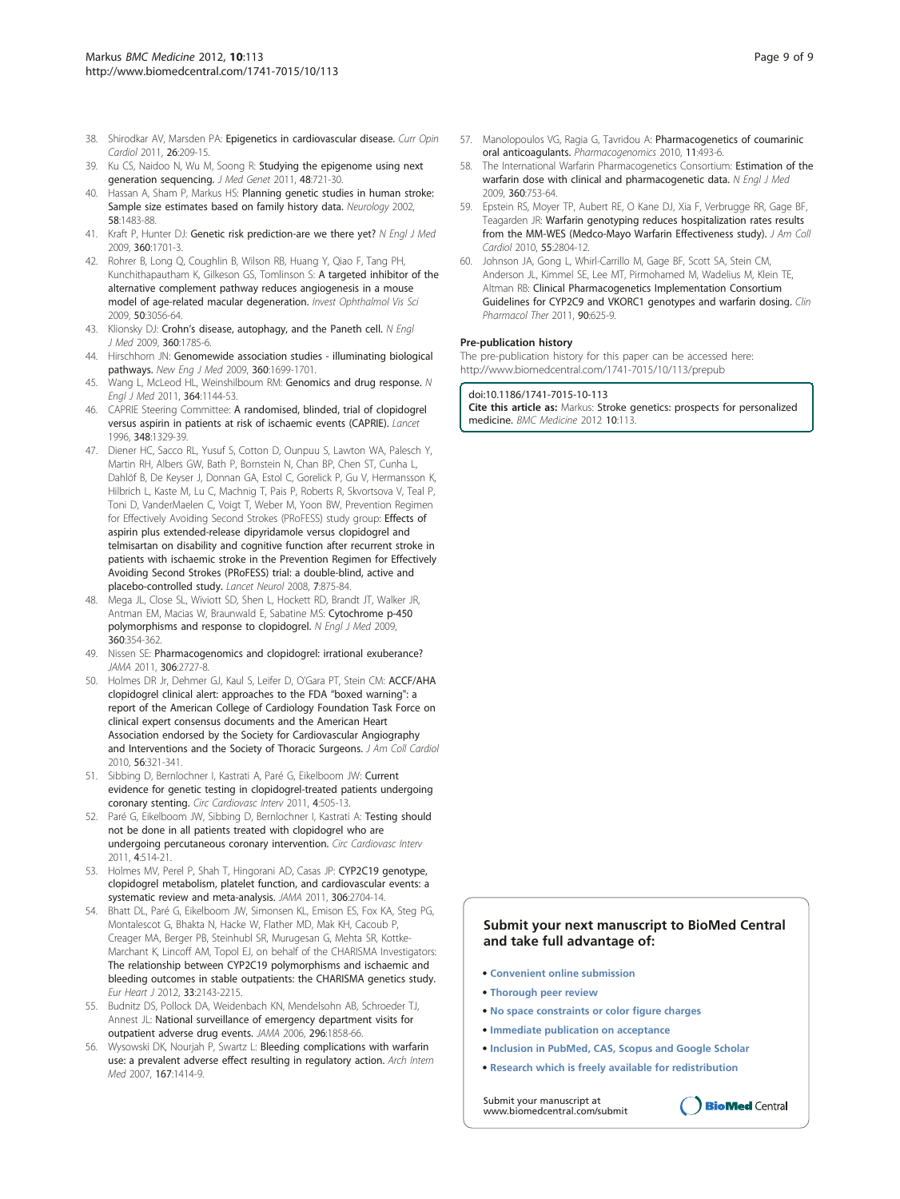38. Shirodkar AV, Marsden PA: **Epigenetics in cardiovascular disease.** *Curr Opin Cardiol* 2011, **26**:209-15.
39. Ku CS, Naidoo N, Wu M, Soong R: **Studying the epigenome using next generation sequencing.** *J Med Genet* 2011, **48**:721-30.
40. Hassan A, Sham P, Markus HS: **Planning genetic studies in human stroke: Sample size estimates based on family history data.** *Neurology* 2002, **58**:1483-88.
41. Kraft P, Hunter DJ: **Genetic risk prediction-are we there yet?** *N Engl J Med* 2009, **360**:1701-3.
42. Rohrer B, Long Q, Coughlin B, Wilson RB, Huang Y, Qiao F, Tang PH, Kunchithapautham K, Gilkeson GS, Tomlinson S: **A targeted inhibitor of the alternative complement pathway reduces angiogenesis in a mouse model of age-related macular degeneration.** *Invest Ophthalmol Vis Sci* 2009, **50**:3056-64.
43. Klionsky DJ: **Crohn's disease, autophagy, and the Paneth cell.** *N Engl J Med* 2009, **360**:1785-6.
44. Hirschhorn JN: **Genomewide association studies - illuminating biological pathways.** *New Eng J Med* 2009, **360**:1699-1701.
45. Wang L, McLeod HL, Weinshilboum RM: **Genomics and drug response.** *N Engl J Med* 2011, **364**:1144-53.
46. CAPRIE Steering Committee: **A randomised, blinded, trial of clopidogrel versus aspirin in patients at risk of ischaemic events (CAPRIE).** *Lancet* 1996, **348**:1329-39.
47. Diener HC, Sacco RL, Yusuf S, Cotton D, Ounpuu S, Lawton WA, Palesch Y, Martin RH, Albers GW, Bath P, Bornstein N, Chan BP, Chen ST, Cunha L, Dahlöf B, De Keyser J, Donnan GA, Estol C, Gorelick P, Gu V, Hermansson K, Hilbrich L, Kaste M, Lu C, Machnig T, Pais P, Roberts R, Skvortsova V, Teal P, Toni D, VanderMaelen C, Voigt T, Weber M, Yoon BW, Prevention Regimen for Effectively Avoiding Second Strokes (PRoFESS) study group: **Effects of aspirin plus extended-release dipyridamole versus clopidogrel and telmisartan on disability and cognitive function after recurrent stroke in patients with ischaemic stroke in the Prevention Regimen for Effectively Avoiding Second Strokes (PRoFESS) trial: a double-blind, active and placebo-controlled study.** *Lancet Neurol* 2008, **7**:875-84.
48. Mega JL, Close SL, Wiviott SD, Shen L, Hockett RD, Brandt JT, Walker JR, Antman EM, Macias W, Braunwald E, Sabatine MS: **Cytochrome p-450 polymorphisms and response to clopidogrel.** *N Engl J Med* 2009, **360**:354-362.
49. Nissen SE: **Pharmacogenomics and clopidogrel: irrational exuberance?** *JAMA* 2011, **306**:2727-8.
50. Holmes DR Jr, Dehmer GJ, Kaul S, Leifer D, O'Gara PT, Stein CM: **ACCF/AHA clopidogrel clinical alert: approaches to the FDA "boxed warning": a report of the American College of Cardiology Foundation Task Force on clinical expert consensus documents and the American Heart Association endorsed by the Society for Cardiovascular Angiography and Interventions and the Society of Thoracic Surgeons.** *J Am Coll Cardiol* 2010, **56**:321-341.
51. Sibbing D, Bernlochner I, Kastrati A, Paré G, Eikelboom JW: **Current evidence for genetic testing in clopidogrel-treated patients undergoing coronary stenting.** *Circ Cardiovasc Interv* 2011, **4**:505-13.
52. Paré G, Eikelboom JW, Sibbing D, Bernlochner I, Kastrati A: **Testing should not be done in all patients treated with clopidogrel who are undergoing percutaneous coronary intervention.** *Circ Cardiovasc Interv* 2011, **4**:514-21.
53. Holmes MV, Perel P, Shah T, Hingorani AD, Casas JP: **CYP2C19 genotype, clopidogrel metabolism, platelet function, and cardiovascular events: a systematic review and meta-analysis.** *JAMA* 2011, **306**:2704-14.
54. Bhatt DL, Paré G, Eikelboom JW, Simonsen KL, Emison ES, Fox KA, Steg PG, Montalescot G, Bhakta N, Hacke W, Flather MD, Mak KH, Cacoub P, Creager MA, Berger PB, Steinhubl SR, Murugesan G, Mehta SR, Kottke-Marchant K, Lincoff AM, Topol EJ, on behalf of the CHARISMA Investigators: **The relationship between CYP2C19 polymorphisms and ischaemic and bleeding outcomes in stable outpatients: the CHARISMA genetics study.** *Eur Heart J* 2012, **33**:2143-2215.
55. Budnitz DS, Pollock DA, Weidenbach KN, Mendelsohn AB, Schroeder TJ, Annest JL: **National surveillance of emergency department visits for outpatient adverse drug events.** *JAMA* 2006, **296**:1858-66.
56. Wysowski DK, Nourjah P, Swartz L: **Bleeding complications with warfarin use: a prevalent adverse effect resulting in regulatory action.** *Arch Intern Med* 2007, **167**:1414-9.
57. Manolopoulos VG, Ragia G, Tavridou A: **Pharmacogenetics of coumarinic oral anticoagulants.** *Pharmacogenomics* 2010, **11**:493-6.
58. The International Warfarin Pharmacogenetics Consortium: **Estimation of the warfarin dose with clinical and pharmacogenetic data.** *N Engl J Med* 2009, **360**:753-64.
59. Epstein RS, Moyer TP, Aubert RE, O Kane DJ, Xia F, Verbrugge RR, Gage BF, Teagarden JR: **Warfarin genotyping reduces hospitalization rates results from the MM-WES (Medco-Mayo Warfarin Effectiveness study).** *J Am Coll Cardiol* 2010, **55**:2804-12.
60. Johnson JA, Gong L, Whirl-Carrillo M, Gage BF, Scott SA, Stein CM, Anderson JL, Kimmel SE, Lee MT, Pirmohamed M, Wadelius M, Klein TE, Altman RB: **Clinical Pharmacogenetics Implementation Consortium Guidelines for CYP2C9 and VKORC1 genotypes and warfarin dosing.** *Clin Pharmacol Ther* 2011, **90**:625-9.

## Pre-publication history

The pre-publication history for this paper can be accessed here:
http://www.biomedcentral.com/1741-7015/10/113/prepub

doi:10.1186/1741-7015-10-113
**Cite this article as:** Markus: Stroke genetics: prospects for personalized medicine. *BMC Medicine* 2012 **10**:113.

**Submit your next manuscript to BioMed Central and take full advantage of:**

- **Convenient online submission**
- **Thorough peer review**
- **No space constraints or color figure charges**
- **Immediate publication on acceptance**
- **Inclusion in PubMed, CAS, Scopus and Google Scholar**
- **Research which is freely available for redistribution**

Submit your manuscript at
www.biomedcentral.com/submit

BioMed Central